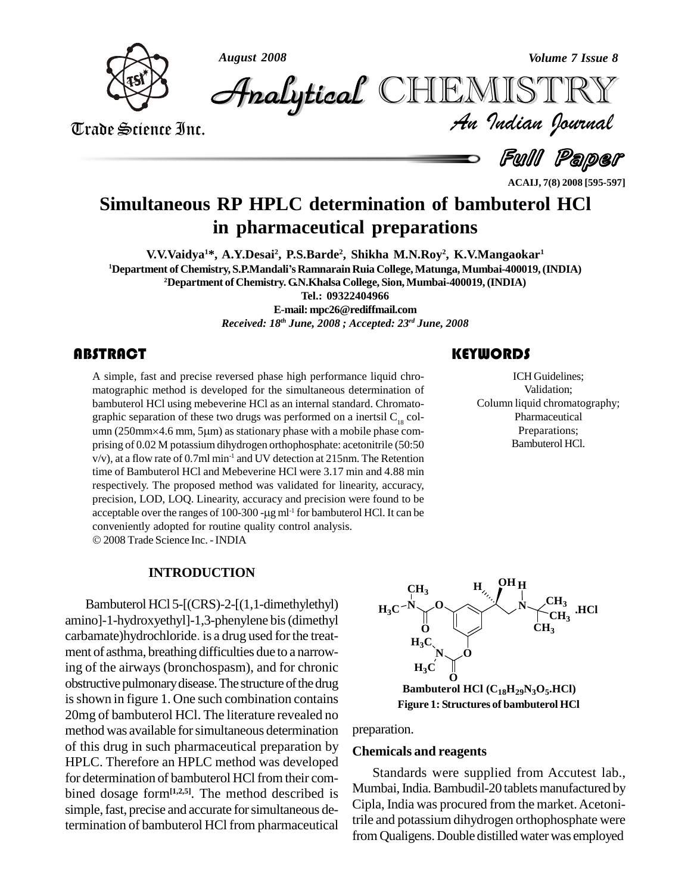Full Paper

# Simultaneous RP HPLC determination of bambuterol HCl in pharmaceutical preparations

**V.V.Vaidya[1]\*, A.Y.Desai[2], P.S.Barde[2], Shikha M.N.Roy[2], K.V.Mangaokar[1]**

[1]Department of Chemistry, S.P.Mandali's Ramnarain Ruia College, Matunga, Mumbai-400019, (INDIA)

[2]Department of Chemistry. G.N.Khalsa College, Sion, Mumbai-400019, (INDIA)

Tel.: 09322404966

E-mail: mpc26@rediffmail.com

*Received: 18th June, 2008 ; Accepted: 23rd June, 2008*

## ABSTRACT

A simple, fast and precise reversed phase high performance liquid chromatographic method is developed for the simultaneous determination of bambuterol HCl using mebeverine HCl as an internal standard. Chromatographic separation of these two drugs was performed on a inertsil $C_{18}$ column (250mm×4.6 mm, 5μm) as stationary phase with a mobile phase comprising of 0.02 M potassium dihydrogen orthophosphate: acetonitrile (50:50 v/v), at a flow rate of 0.7ml min$^{-1}$ and UV detection at 215nm. The Retention time of Bambuterol HCl and Mebeverine HCl were 3.17 min and 4.88 min respectively. The proposed method was validated for linearity, accuracy, precision, LOD, LOQ. Linearity, accuracy and precision were found to be acceptable over the ranges of 100-300 -μg ml$^{-1}$ for bambuterol HCl. It can be conveniently adopted for routine quality control analysis.

© 2008 Trade Science Inc. - INDIA

## KEYWORDS

ICH Guidelines;
Validation;
Column liquid chromatography;
Pharmaceutical Preparations;
Bambuterol HCl.

## INTRODUCTION

Bambuterol HCl 5-[(CRS)-2-[(1,1-dimethylethyl) amino]-1-hydroxyethyl]-1,3-phenylene bis (dimethyl carbamate)hydrochloride. is a drug used for the treatment of asthma, breathing difficulties due to a narrowing of the airways (bronchospasm), and for chronic obstructive pulmonary disease. The structure of the drug is shown in figure 1. One such combination contains 20mg of bambuterol HCl. The literature revealed no method was available for simultaneous determination of this drug in such pharmaceutical preparation by HPLC. Therefore an HPLC method was developed for determination of bambuterol HCl from their combined dosage form[1,2,5]. The method described is simple, fast, precise and accurate for simultaneous determination of bambuterol HCl from pharmaceutical preparation.

Bambuterol HCl ($C_{18}H_{29}N_3O_5$.HCl)

Figure 1: Structures of bambuterol HCl

### Chemicals and reagents

Standards were supplied from Accutest lab., Mumbai, India. Bambudil-20 tablets manufactured by Cipla, India was procured from the market. Acetonitrile and potassium dihydrogen orthophosphate were from Qualigens. Double distilled water was employed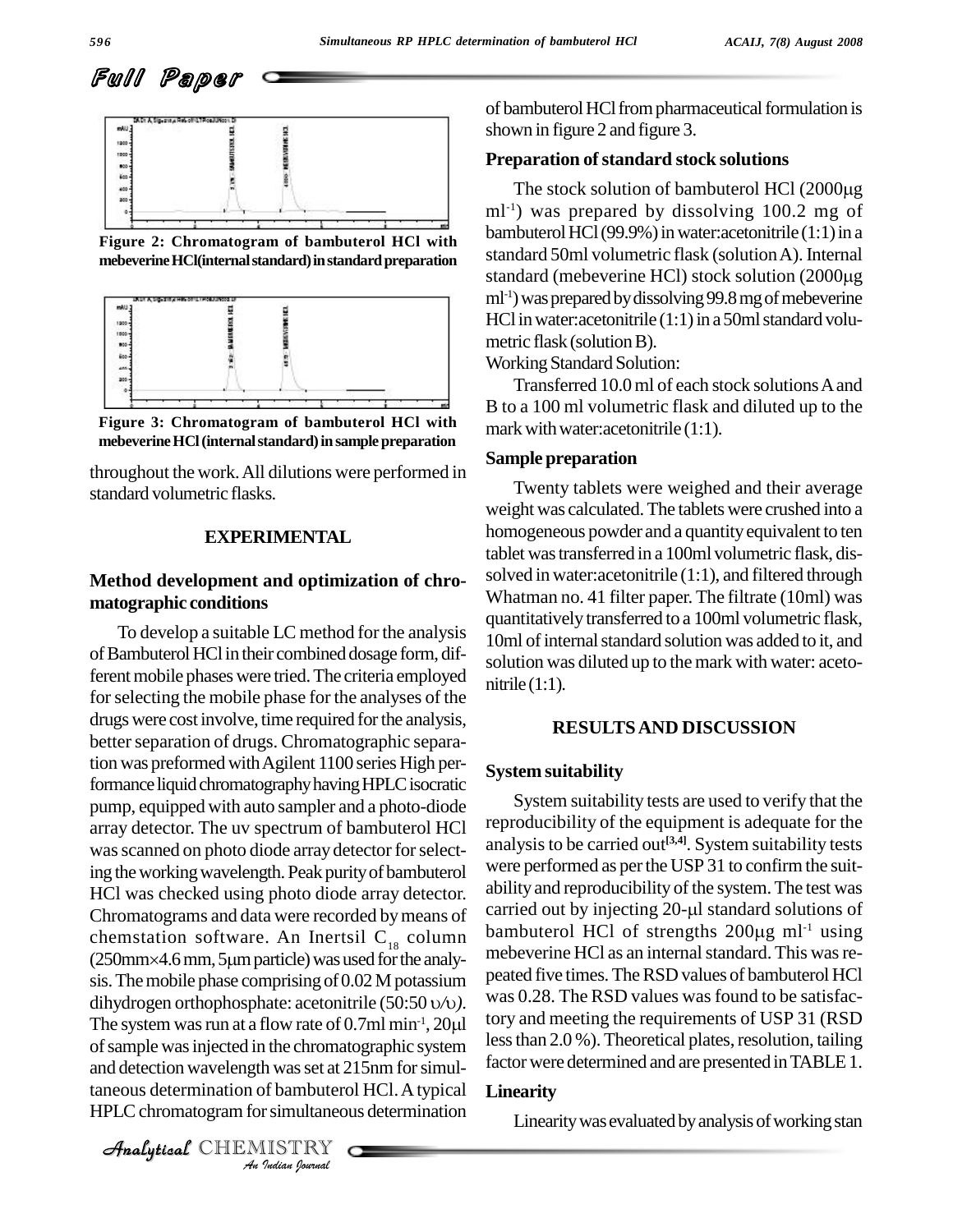Figure 2: Chromatogram of bambuterol HCl with mebeverine HCl(internal standard) in standard preparation

Figure 3: Chromatogram of bambuterol HCl with mebeverine HCl (internal standard) in sample preparation

throughout the work. All dilutions were performed in standard volumetric flasks.

## EXPERIMENTAL

### Method development and optimization of chromatographic conditions

To develop a suitable LC method for the analysis of Bambuterol HCl in their combined dosage form, different mobile phases were tried. The criteria employed for selecting the mobile phase for the analyses of the drugs were cost involve, time required for the analysis, better separation of drugs. Chromatographic separation was preformed with Agilent 1100 series High performance liquid chromatography having HPLC isocratic pump, equipped with auto sampler and a photo-diode array detector. The uv spectrum of bambuterol HCl was scanned on photo diode array detector for selecting the working wavelength. Peak purity of bambuterol HCl was checked using photo diode array detector. Chromatograms and data were recorded by means of chemstation software. An Inertsil $C_{18}$ column (250mm×4.6 mm, 5μm particle) was used for the analysis. The mobile phase comprising of 0.02 M potassium dihydrogen orthophosphate: acetonitrile (50:50 υ/υ). The system was run at a flow rate of 0.7ml $min^{-1}$, 20μl of sample was injected in the chromatographic system and detection wavelength was set at 215nm for simultaneous determination of bambuterol HCl. A typical HPLC chromatogram for simultaneous determination of bambuterol HCl from pharmaceutical formulation is shown in figure 2 and figure 3.

### Preparation of standard stock solutions

The stock solution of bambuterol HCl (2000μg $ml^{-1}$) was prepared by dissolving 100.2 mg of bambuterol HCl (99.9%) in water:acetonitrile (1:1) in a standard 50ml volumetric flask (solution A). Internal standard (mebeverine HCl) stock solution (2000μg $ml^{-1}$) was prepared by dissolving 99.8 mg of mebeverine HCl in water:acetonitrile (1:1) in a 50ml standard volumetric flask (solution B).

Working Standard Solution:

Transferred 10.0 ml of each stock solutions A and B to a 100 ml volumetric flask and diluted up to the mark with water:acetonitrile (1:1).

### Sample preparation

Twenty tablets were weighed and their average weight was calculated. The tablets were crushed into a homogeneous powder and a quantity equivalent to ten tablet was transferred in a 100ml volumetric flask, dissolved in water:acetonitrile (1:1), and filtered through Whatman no. 41 filter paper. The filtrate (10ml) was quantitatively transferred to a 100ml volumetric flask, 10ml of internal standard solution was added to it, and solution was diluted up to the mark with water: acetonitrile (1:1).

## RESULTS AND DISCUSSION

### System suitability

System suitability tests are used to verify that the reproducibility of the equipment is adequate for the analysis to be carried out[3,4]. System suitability tests were performed as per the USP 31 to confirm the suitability and reproducibility of the system. The test was carried out by injecting 20-μl standard solutions of bambuterol HCl of strengths 200μg $ml^{-1}$ using mebeverine HCl as an internal standard. This was repeated five times. The RSD values of bambuterol HCl was 0.28. The RSD values was found to be satisfactory and meeting the requirements of USP 31 (RSD less than 2.0 %). Theoretical plates, resolution, tailing factor were determined and are presented in TABLE 1.

### Linearity

Linearity was evaluated by analysis of working stan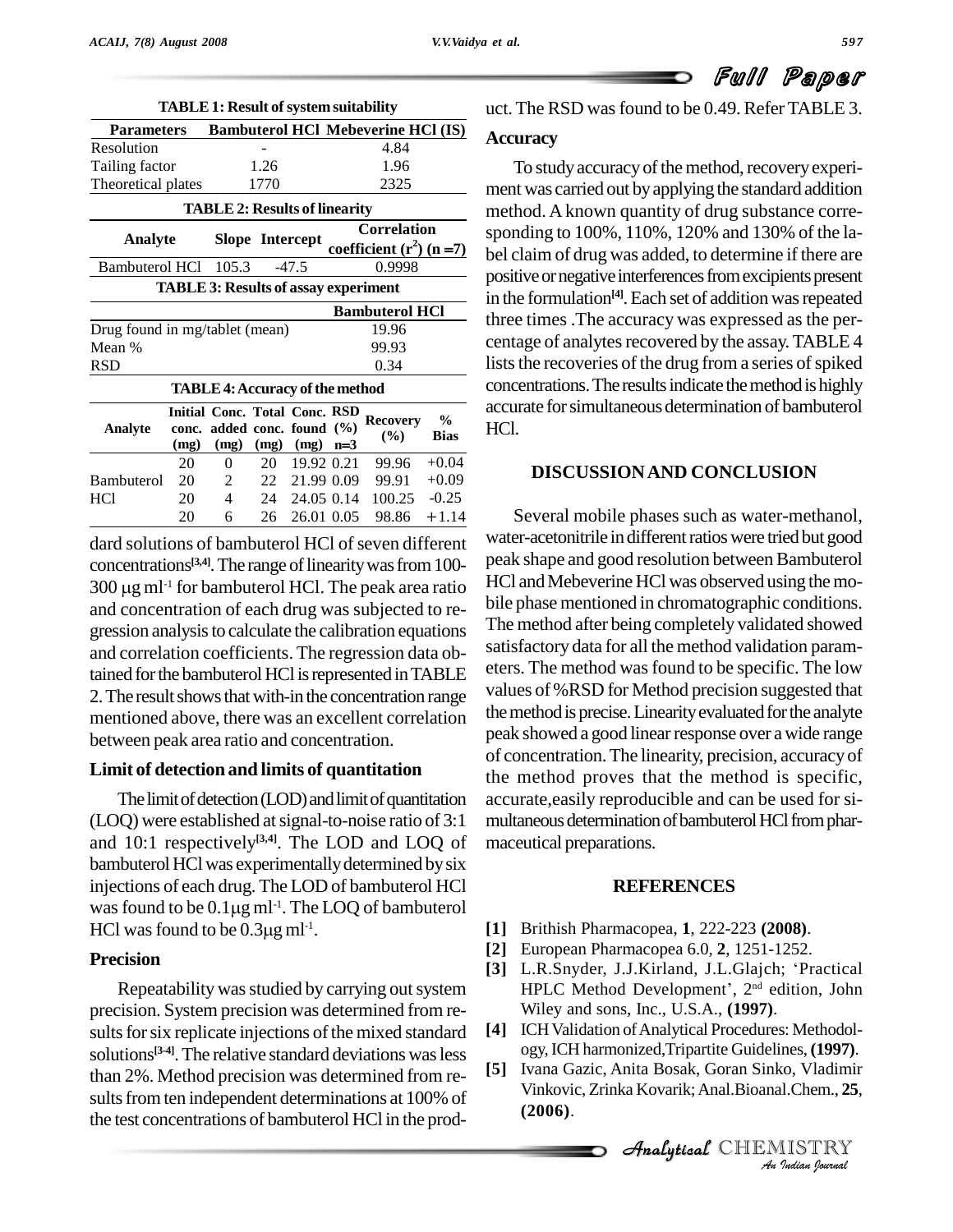**TABLE 1: Result of system suitability**

| Parameters | Bambuterol HCl | Mebeverine HCl (IS) |
|---|---|---|
| Resolution | - | 4.84 |
| Tailing factor | 1.26 | 1.96 |
| Theoretical plates | 1770 | 2325 |

**TABLE 2: Results of linearity**

| Analyte | Slope | Intercept | Correlation coefficient ($r^2$) (n =7) |
|---|---|---|---|
| Bambuterol HCl | 105.3 | -47.5 | 0.9998 |

**TABLE 3: Results of assay experiment**

| | Bambuterol HCl |
|---|---|
| Drug found in mg/tablet (mean) | 19.96 |
| Mean % | 99.93 |
| RSD | 0.34 |

**TABLE 4: Accuracy of the method**

| Analyte | Initial conc. (mg) | Conc. added (mg) | Total conc. (mg) | Conc. found (mg) | RSD (%) n=3 | Recovery (%) | % Bias |
|---|---|---|---|---|---|---|---|
| Bambuterol HCl | 20 | 0 | 20 | 19.92 | 0.21 | 99.96 | +0.04 |
| | 20 | 2 | 22 | 21.99 | 0.09 | 99.91 | +0.09 |
| | 20 | 4 | 24 | 24.05 | 0.14 | 100.25 | -0.25 |
| | 20 | 6 | 26 | 26.01 | 0.05 | 98.86 | +1.14 |

dard solutions of bambuterol HCl of seven different concentrations[3,4]. The range of linearity was from 100-300 μg ml$^{-1}$ for bambuterol HCl. The peak area ratio and concentration of each drug was subjected to regression analysis to calculate the calibration equations and correlation coefficients. The regression data obtained for the bambuterol HCl is represented in TABLE 2. The result shows that with-in the concentration range mentioned above, there was an excellent correlation between peak area ratio and concentration.

### Limit of detection and limits of quantitation

The limit of detection (LOD) and limit of quantitation (LOQ) were established at signal-to-noise ratio of 3:1 and 10:1 respectively[3,4]. The LOD and LOQ of bambuterol HCl was experimentally determined by six injections of each drug. The LOD of bambuterol HCl was found to be 0.1μg ml$^{-1}$. The LOQ of bambuterol HCl was found to be 0.3μg ml$^{-1}$.

### Precision

Repeatability was studied by carrying out system precision. System precision was determined from results for six replicate injections of the mixed standard solutions[3-4]. The relative standard deviations was less than 2%. Method precision was determined from results from ten independent determinations at 100% of the test concentrations of bambuterol HCl in the product. The RSD was found to be 0.49. Refer TABLE 3.

### Accuracy

To study accuracy of the method, recovery experiment was carried out by applying the standard addition method. A known quantity of drug substance corresponding to 100%, 110%, 120% and 130% of the label claim of drug was added, to determine if there are positive or negative interferences from excipients present in the formulation[4]. Each set of addition was repeated three times .The accuracy was expressed as the percentage of analytes recovered by the assay. TABLE 4 lists the recoveries of the drug from a series of spiked concentrations. The results indicate the method is highly accurate for simultaneous determination of bambuterol HCl.

## DISCUSSION AND CONCLUSION

Several mobile phases such as water-methanol, water-acetonitrile in different ratios were tried but good peak shape and good resolution between Bambuterol HCl and Mebeverine HCl was observed using the mobile phase mentioned in chromatographic conditions. The method after being completely validated showed satisfactory data for all the method validation parameters. The method was found to be specific. The low values of %RSD for Method precision suggested that the method is precise. Linearity evaluated for the analyte peak showed a good linear response over a wide range of concentration. The linearity, precision, accuracy of the method proves that the method is specific, accurate,easily reproducible and can be used for simultaneous determination of bambuterol HCl from pharmaceutical preparations.

## REFERENCES

[1] Brithish Pharmacopea, **1**, 222-223 **(2008)**.

[2] European Pharmacopea 6.0, **2**, 1251-1252.

[3] L.R.Snyder, J.J.Kirland, J.L.Glajch; 'Practical HPLC Method Development', 2nd edition, John Wiley and sons, Inc., U.S.A., **(1997)**.

[4] ICH Validation of Analytical Procedures: Methodology, ICH harmonized,Tripartite Guidelines, **(1997)**.

[5] Ivana Gazic, Anita Bosak, Goran Sinko, Vladimir Vinkovic, Zrinka Kovarik; Anal.Bioanal.Chem., **25**, **(2006)**.